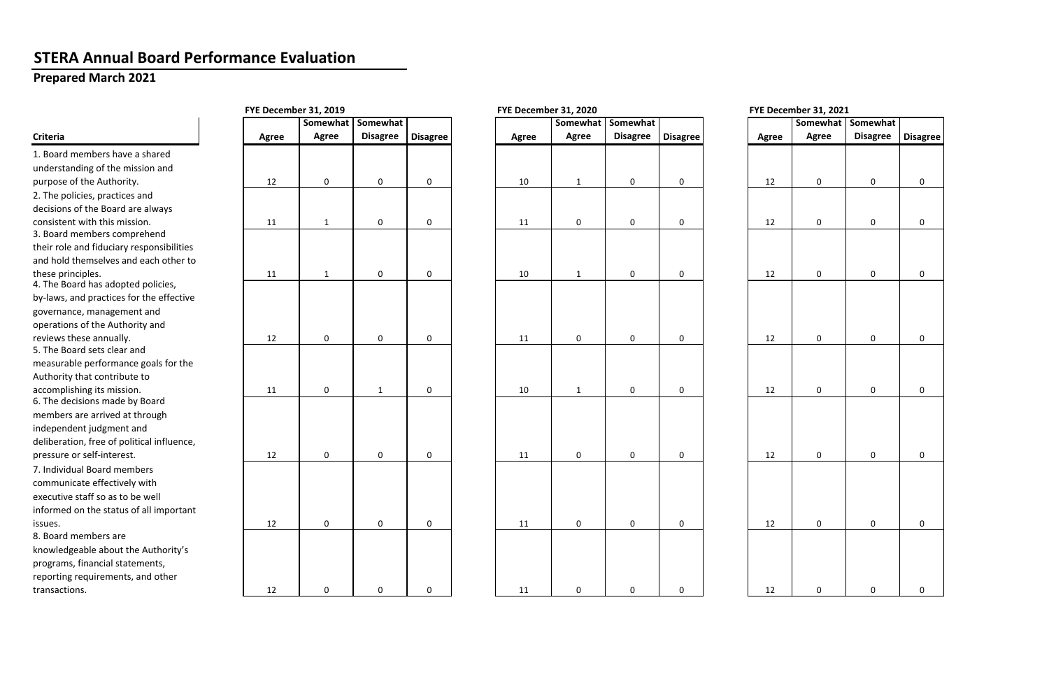# STERA Annual Board Performance Evaluation

## Prepared March 2021

| Criteria | FYE December 31, 2019 | | | | FYE December 31, 2020 | | | | FYE December 31, 2021 | | | |
|---|---|---|---|---|---|---|---|---|---|---|---|---|
| | Agree | Somewhat Agree | Somewhat Disagree | Disagree | Agree | Somewhat Agree | Somewhat Disagree | Disagree | Agree | Somewhat Agree | Somewhat Disagree | Disagree |
| 1. Board members have a shared understanding of the mission and purpose of the Authority. | 12 | 0 | 0 | 0 | 10 | 1 | 0 | 0 | 12 | 0 | 0 | 0 |
| 2. The policies, practices and decisions of the Board are always consistent with this mission. | 11 | 1 | 0 | 0 | 11 | 0 | 0 | 0 | 12 | 0 | 0 | 0 |
| 3. Board members comprehend their role and fiduciary responsibilities and hold themselves and each other to these principles. | 11 | 1 | 0 | 0 | 10 | 1 | 0 | 0 | 12 | 0 | 0 | 0 |
| 4. The Board has adopted policies, by-laws, and practices for the effective governance, management and operations of the Authority and reviews these annually. | 12 | 0 | 0 | 0 | 11 | 0 | 0 | 0 | 12 | 0 | 0 | 0 |
| 5. The Board sets clear and measurable performance goals for the Authority that contribute to accomplishing its mission. | 11 | 0 | 1 | 0 | 10 | 1 | 0 | 0 | 12 | 0 | 0 | 0 |
| 6. The decisions made by Board members are arrived at through independent judgment and deliberation, free of political influence, pressure or self-interest. | 12 | 0 | 0 | 0 | 11 | 0 | 0 | 0 | 12 | 0 | 0 | 0 |
| 7. Individual Board members communicate effectively with executive staff so as to be well informed on the status of all important issues. | 12 | 0 | 0 | 0 | 11 | 0 | 0 | 0 | 12 | 0 | 0 | 0 |
| 8. Board members are knowledgeable about the Authority's programs, financial statements, reporting requirements, and other transactions. | 12 | 0 | 0 | 0 | 11 | 0 | 0 | 0 | 12 | 0 | 0 | 0 |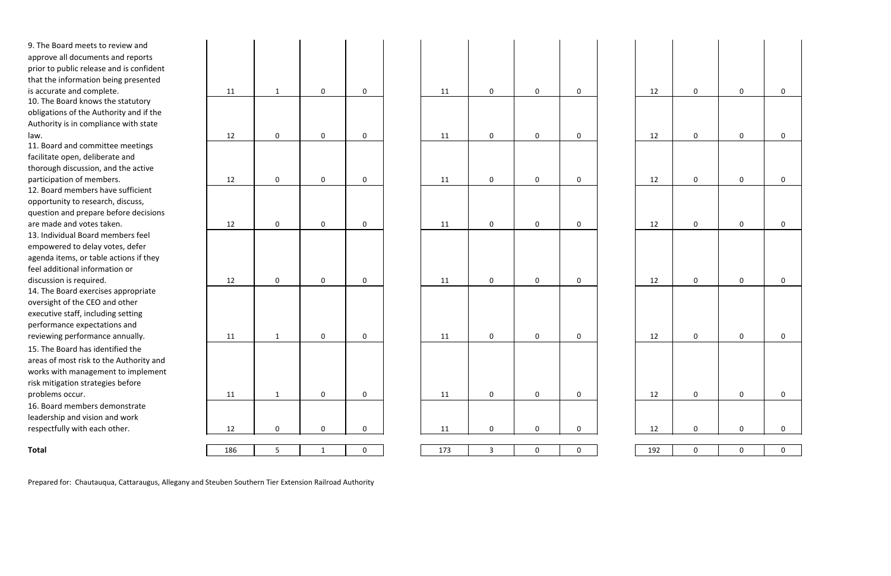| | | | | | | | | | | | | |
|---|---|---|---|---|---|---|---|---|---|---|---|---|
| 9. The Board meets to review and approve all documents and reports prior to public release and is confident that the information being presented is accurate and complete. | 11 | 1 | 0 | 0 | 11 | 0 | 0 | 0 | 12 | 0 | 0 | 0 |
| 10. The Board knows the statutory obligations of the Authority and if the Authority is in compliance with state law. | 12 | 0 | 0 | 0 | 11 | 0 | 0 | 0 | 12 | 0 | 0 | 0 |
| 11. Board and committee meetings facilitate open, deliberate and thorough discussion, and the active participation of members. | 12 | 0 | 0 | 0 | 11 | 0 | 0 | 0 | 12 | 0 | 0 | 0 |
| 12. Board members have sufficient opportunity to research, discuss, question and prepare before decisions are made and votes taken. | 12 | 0 | 0 | 0 | 11 | 0 | 0 | 0 | 12 | 0 | 0 | 0 |
| 13. Individual Board members feel empowered to delay votes, defer agenda items, or table actions if they feel additional information or discussion is required. | 12 | 0 | 0 | 0 | 11 | 0 | 0 | 0 | 12 | 0 | 0 | 0 |
| 14. The Board exercises appropriate oversight of the CEO and other executive staff, including setting performance expectations and reviewing performance annually. | 11 | 1 | 0 | 0 | 11 | 0 | 0 | 0 | 12 | 0 | 0 | 0 |
| 15. The Board has identified the areas of most risk to the Authority and works with management to implement risk mitigation strategies before problems occur. | 11 | 1 | 0 | 0 | 11 | 0 | 0 | 0 | 12 | 0 | 0 | 0 |
| 16. Board members demonstrate leadership and vision and work respectfully with each other. | 12 | 0 | 0 | 0 | 11 | 0 | 0 | 0 | 12 | 0 | 0 | 0 |
| **Total** | 186 | 5 | 1 | 0 | 173 | 3 | 0 | 0 | 192 | 0 | 0 | 0 |

Prepared for: Chautauqua, Cattaraugus, Allegany and Steuben Southern Tier Extension Railroad Authority